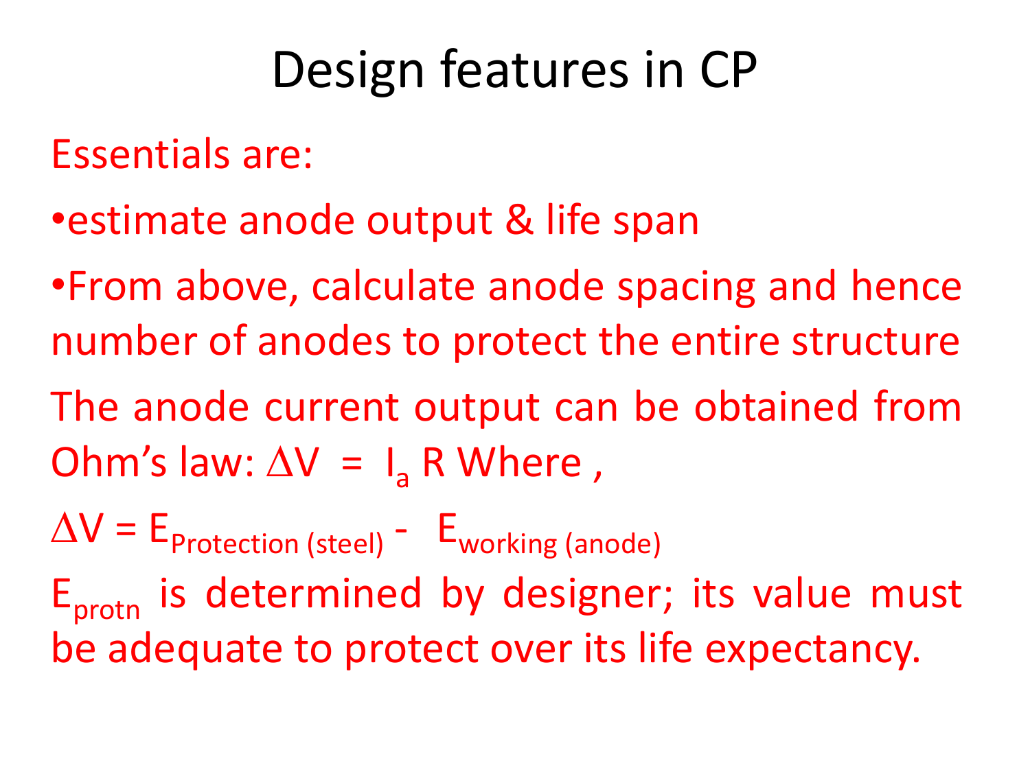# Design features in CP

Essentials are:

- estimate anode output & life span
- From above, calculate anode spacing and hence number of anodes to protect the entire structure

The anode current output can be obtained from Ohm's law: $\Delta V = I_a R$ Where ,

$\Delta V = E_{Protection\ (steel)} - E_{working\ (anode)}$

$E_{protn}$ is determined by designer; its value must be adequate to protect over its life expectancy.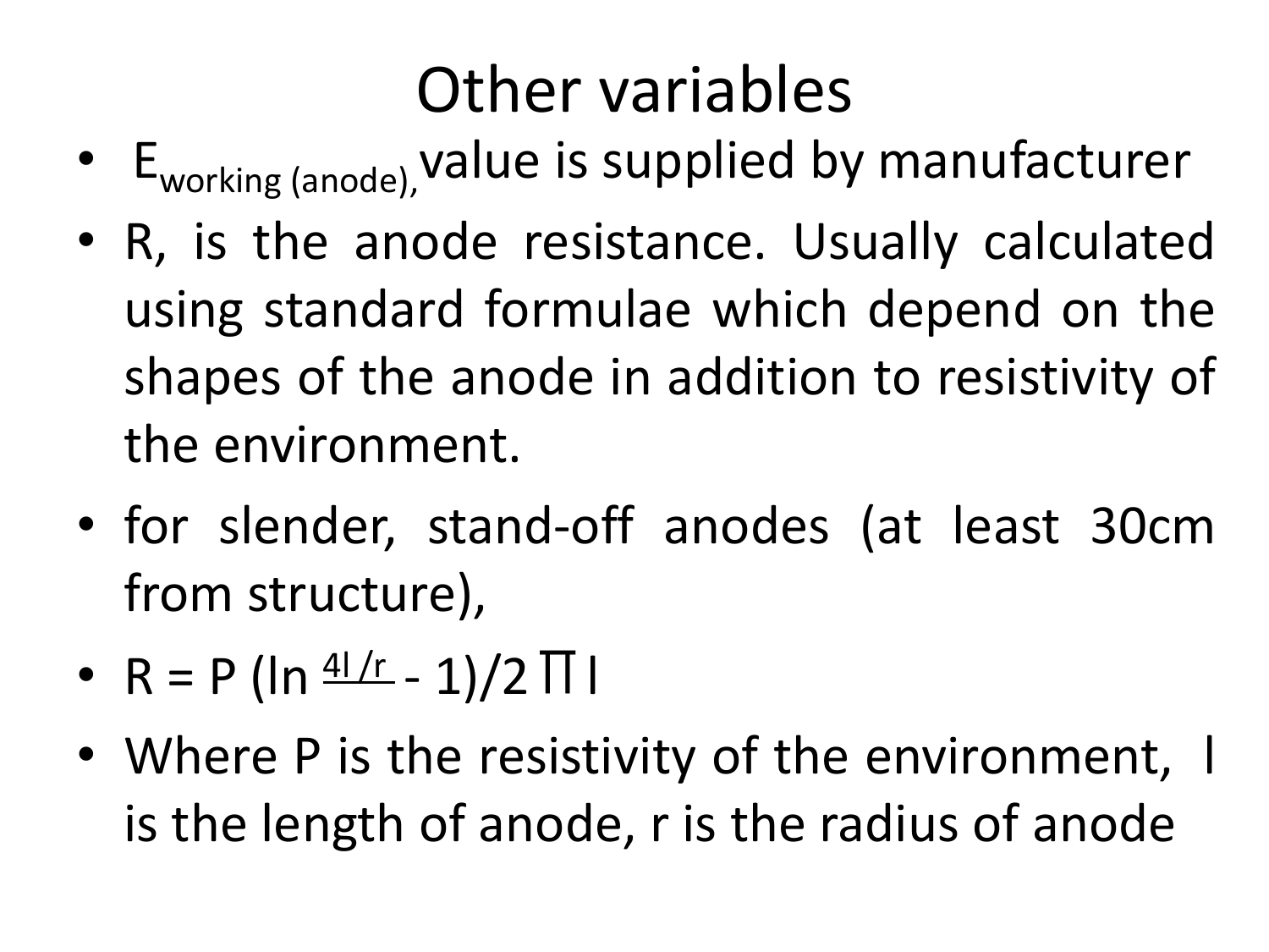# Other variables

- $E_{working\ (anode)}$, value is supplied by manufacturer
- R, is the anode resistance. Usually calculated using standard formulae which depend on the shapes of the anode in addition to resistivity of the environment.
- for slender, stand-off anodes (at least 30cm from structure),
- $R = P\,(\ln \frac{4l}{r} - 1)/2\pi l$
- Where P is the resistivity of the environment, l is the length of anode, r is the radius of anode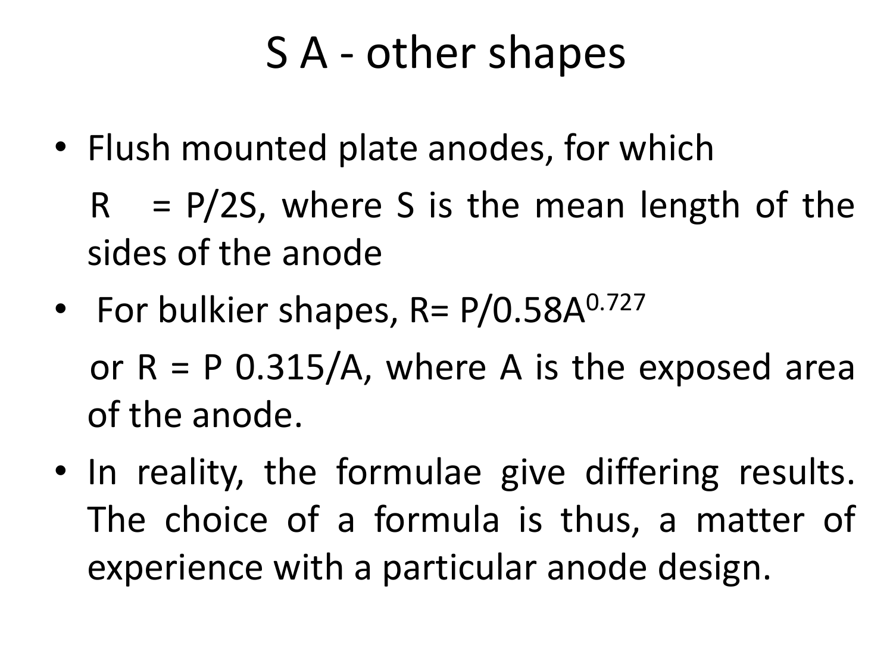# S A - other shapes

- Flush mounted plate anodes, for which

  $R = P/2S$, where S is the mean length of the sides of the anode

- For bulkier shapes, $R = P/0.58A^{0.727}$

  or $R = P\ 0.315/A$, where A is the exposed area of the anode.

- In reality, the formulae give differing results. The choice of a formula is thus, a matter of experience with a particular anode design.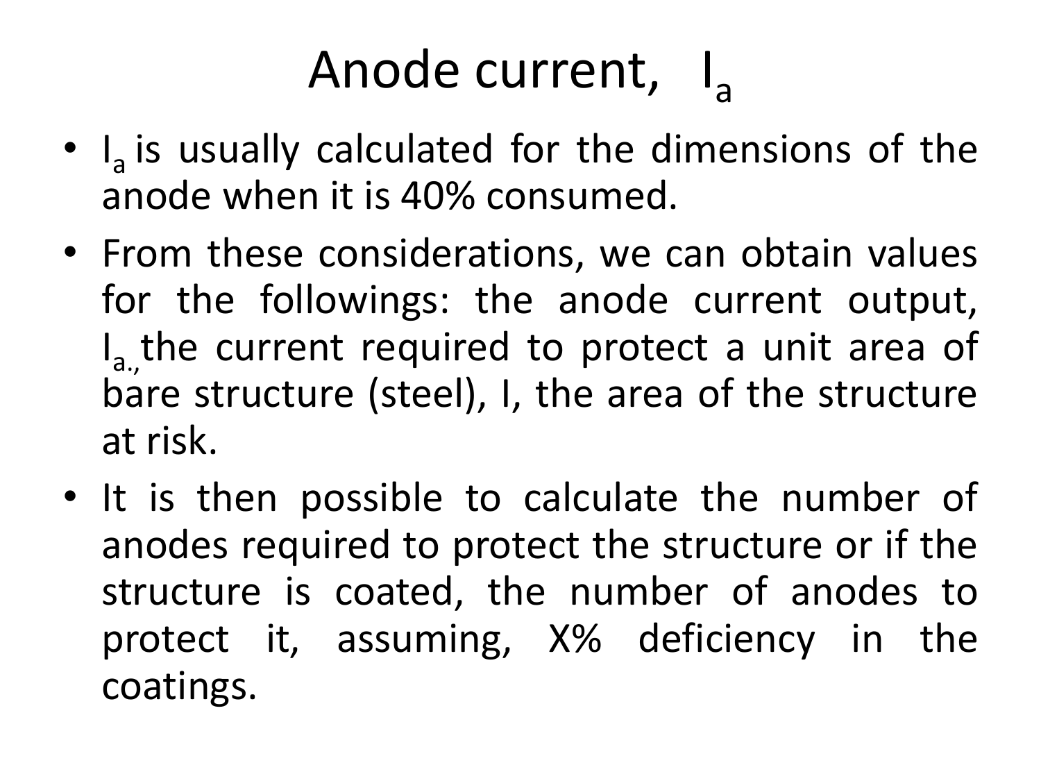# Anode current, $I_a$

- $I_a$ is usually calculated for the dimensions of the anode when it is 40% consumed.
- From these considerations, we can obtain values for the followings: the anode current output, $I_{a.,}$ the current required to protect a unit area of bare structure (steel), I, the area of the structure at risk.
- It is then possible to calculate the number of anodes required to protect the structure or if the structure is coated, the number of anodes to protect it, assuming, X% deficiency in the coatings.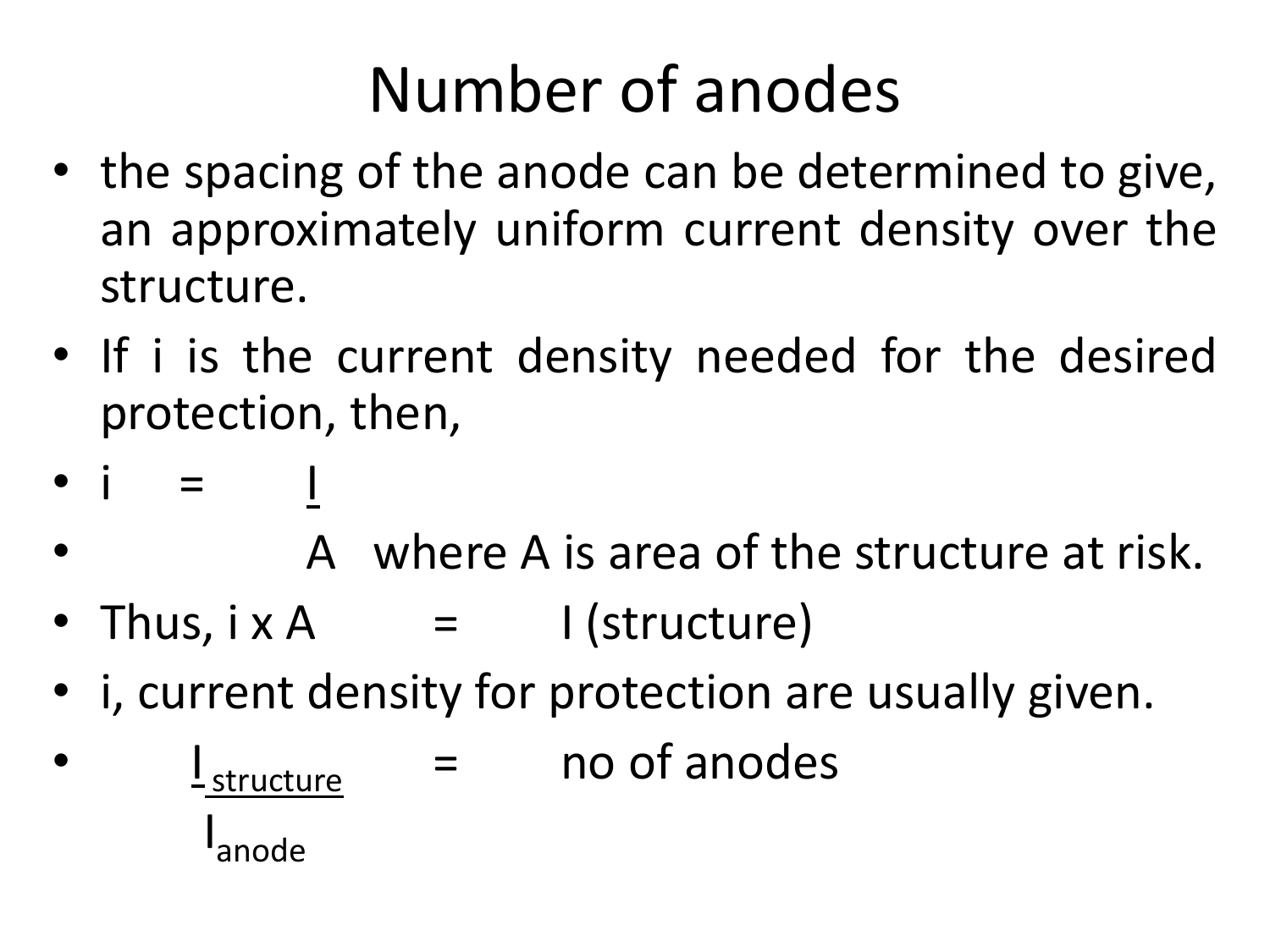# Number of anodes

- the spacing of the anode can be determined to give, an approximately uniform current density over the structure.
- If i is the current density needed for the desired protection, then,
- $i = \frac{I}{A}$ where A is area of the structure at risk.
- Thus, $i \times A = I$ (structure)
- i, current density for protection are usually given.
- $\frac{I_{structure}}{I_{anode}}$ = no of anodes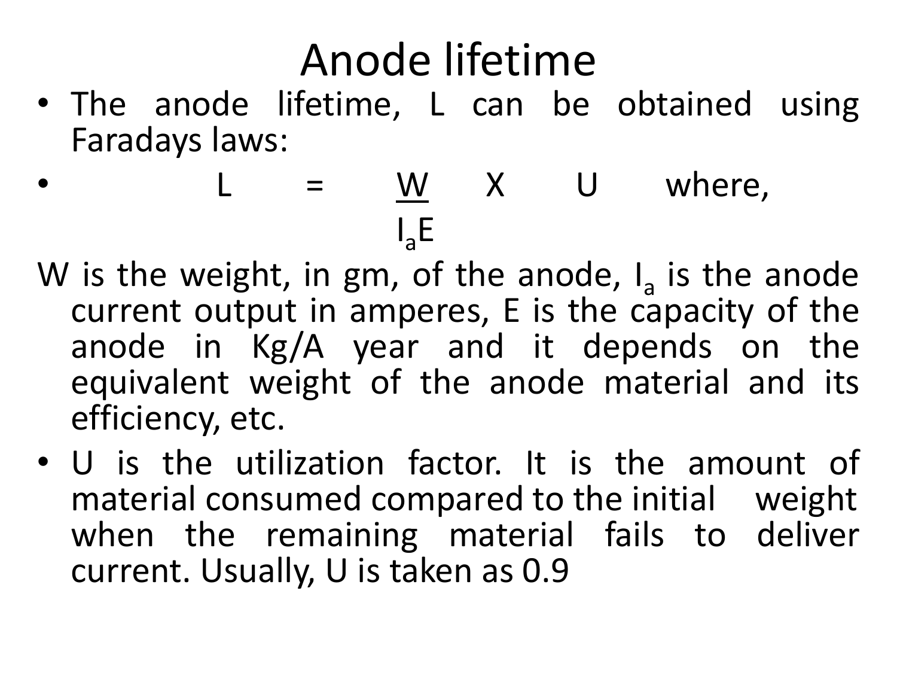# Anode lifetime

- The anode lifetime, L can be obtained using Faradays laws:
- $$L = \frac{W}{I_a E} \times U$$ where,

W is the weight, in gm, of the anode, $I_a$ is the anode current output in amperes, E is the capacity of the anode in Kg/A year and it depends on the equivalent weight of the anode material and its efficiency, etc.

- U is the utilization factor. It is the amount of material consumed compared to the initial weight when the remaining material fails to deliver current. Usually, U is taken as 0.9